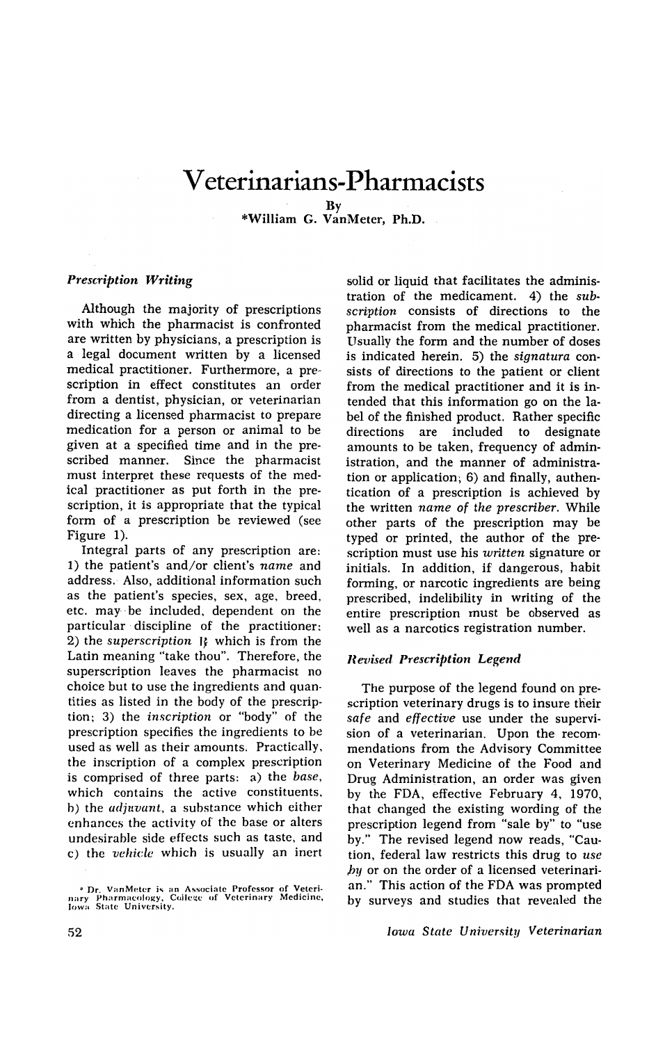# Veterinarians-Pharmacists

By

*William G. VanMeter, Ph.D.

### *Prescription Writing*

Although the majority of prescriptions with which the pharmacist is confronted are written by physicians, a prescription is a legal document written by a licensed medical practitioner. Furthermore, a prescription in effect constitutes an order from a dentist, physician, or veterinarian directing a licensed pharmacist to prepare medication for a person or animal to be given at a specified time and in the prescribed manner. Since the pharmacist must interpret these requests of the medical practitioner as put forth in the prescription, it is appropriate that the typical form of a prescription be reviewed (see Figure 1).

Integral parts of any prescription are: 1) the patient's and/or client's *name* and address. Also, additional information such as the patient's species, sex, age, breed, etc. may be included, dependent on the particular discipline of the practitioner: 2) the *superscription* ℞ which is from the Latin meaning "take thou". Therefore, the superscription leaves the pharmacist no choice but to use the ingredients and quantities as listed in the body of the prescription; 3) the *inscription* or "body" of the prescription specifies the ingredients to be used as well as their amounts. Practically, the inscription of a complex prescription is comprised of three parts: a) the *base*, which contains the active constituents, b) the *adjuvant*, a substance which either enhances the activity of the base or alters undesirable side effects such as taste, and c) the *vehicle* which is usually an inert solid or liquid that facilitates the administration of the medicament. 4) the *subscription* consists of directions to the pharmacist from the medical practitioner. Usually the form and the number of doses is indicated herein. 5) the *signatura* consists of directions to the patient or client from the medical practitioner and it is intended that this information go on the label of the finished product. Rather specific directions are included to designate amounts to be taken, frequency of administration, and the manner of administration or application; 6) and finally, authentication of a prescription is achieved by the written *name of the prescriber*. While other parts of the prescription may be typed or printed, the author of the prescription must use his *written* signature or initials. In addition, if dangerous, habit forming, or narcotic ingredients are being prescribed, indelibility in writing of the entire prescription must be observed as well as a narcotics registration number.

### *Revised Prescription Legend*

The purpose of the legend found on prescription veterinary drugs is to insure their *safe* and *effective* use under the supervision of a veterinarian. Upon the recommendations from the Advisory Committee on Veterinary Medicine of the Food and Drug Administration, an order was given by the FDA, effective February 4, 1970, that changed the existing wording of the prescription legend from "sale by" to "use by." The revised legend now reads, "Caution, federal law restricts this drug to *use by* or on the order of a licensed veterinarian." This action of the FDA was prompted by surveys and studies that revealed the

* Dr. VanMeter is an Associate Professor of Veterinary Pharmacology, College of Veterinary Medicine, Iowa State University.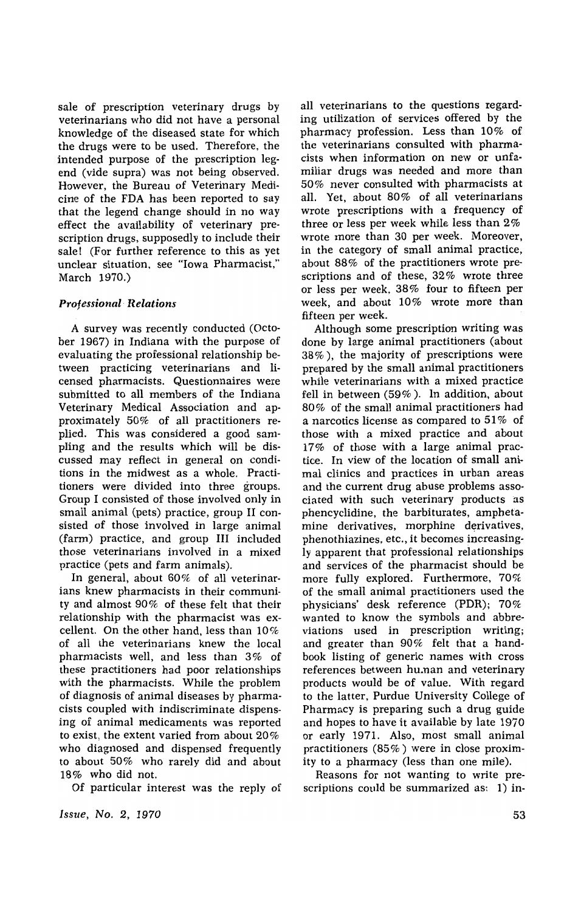sale of prescription veterinary drugs by veterinarians who did not have a personal knowledge of the diseased state for which the drugs were to be used. Therefore, the intended purpose of the prescription legend (vide supra) was not being observed. However, the Bureau of Veterinary Medicine of the FDA has been reported to say that the legend change should in no way effect the availability of veterinary prescription drugs, supposedly to include their sale! (For further reference to this as yet unclear situation, see "Iowa Pharmacist," March 1970.)

### *Professional Relations*

A survey was recently conducted (October 1967) in Indiana with the purpose of evaluating the professional relationship between practicing veterinarians and licensed pharmacists. Questionnaires were submitted to all members of the Indiana Veterinary Medical Association and approximately 50% of all practitioners replied. This was considered a good sampling and the results which will be discussed may reflect in general on conditions in the midwest as a whole. Practitioners were divided into three groups. Group I consisted of those involved only in small animal (pets) practice, group II consisted of those involved in large animal (farm) practice, and group III included those veterinarians involved in a mixed practice (pets and farm animals).

In general, about 60% of all veterinarians knew pharmacists in their community and almost 90% of these felt that their relationship with the pharmacist was excellent. On the other hand, less than 10% of all the veterinarians knew the local pharmacists well, and less than 3% of these practitioners had poor relationships with the pharmacists. While the problem of diagnosis of animal diseases by pharmacists coupled with indiscriminate dispensing of animal medicaments was reported to exist, the extent varied from about 20% who diagnosed and dispensed frequently to about 50% who rarely did and about 18% who did not.

Of particular interest was the reply of all veterinarians to the questions regarding utilization of services offered by the pharmacy profession. Less than 10% of the veterinarians consulted with pharmacists when information on new or unfamiliar drugs was needed and more than 50% never consulted with pharmacists at all. Yet, about 80% of all veterinarians wrote prescriptions with a frequency of three or less per week while less than 2% wrote more than 30 per week. Moreover, in the category of small animal practice, about 88% of the practitioners wrote prescriptions and of these, 32% wrote three or less per week, 38% four to fifteen per week, and about 10% wrote more than fifteen per week.

Although some prescription writing was done by large animal practitioners (about 38%), the majority of prescriptions were prepared by the small animal practitioners while veterinarians with a mixed practice fell in between (59%). In addition, about 80% of the small animal practitioners had a narcotics license as compared to 51% of those with a mixed practice and about 17% of those with a large animal practice. In view of the location of small animal clinics and practices in urban areas and the current drug abuse problems associated with such veterinary products as phencyclidine, the barbiturates, amphetamine derivatives, morphine derivatives, phenothiazines, etc., it becomes increasingly apparent that professional relationships and services of the pharmacist should be more fully explored. Furthermore, 70% of the small animal practitioners used the physicians' desk reference (PDR); 70% wanted to know the symbols and abbreviations used in prescription writing; and greater than 90% felt that a handbook listing of generic names with cross references between human and veterinary products would be of value. With regard to the latter, Purdue University College of Pharmacy is preparing such a drug guide and hopes to have it available by late 1970 or early 1971. Also, most small animal practitioners (85%) were in close proximity to a pharmacy (less than one mile).

Reasons for not wanting to write prescriptions could be summarized as: 1) in-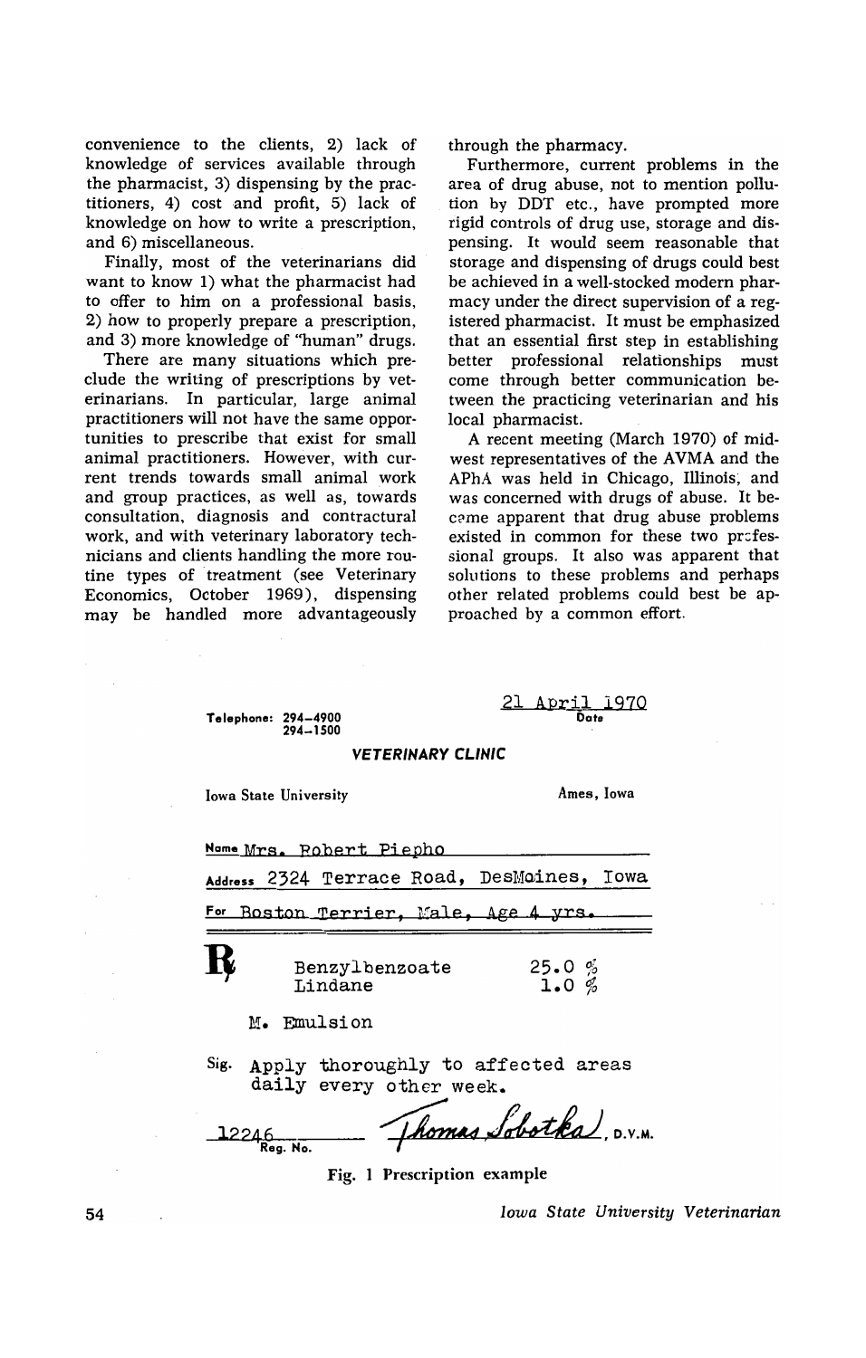convenience to the clients, 2) lack of knowledge of services available through the pharmacist, 3) dispensing by the practitioners, 4) cost and profit, 5) lack of knowledge on how to write a prescription, and 6) miscellaneous.

Finally, most of the veterinarians did want to know 1) what the pharmacist had to offer to him on a professional basis, 2) how to properly prepare a prescription, and 3) more knowledge of "human" drugs.

There are many situations which preclude the writing of prescriptions by veterinarians. In particular, large animal practitioners will not have the same opportunities to prescribe that exist for small animal practitioners. However, with current trends towards small animal work and group practices, as well as, towards consultation, diagnosis and contractural work, and with veterinary laboratory technicians and clients handling the more routine types of treatment (see Veterinary Economics, October 1969), dispensing may be handled more advantageously through the pharmacy.

Furthermore, current problems in the area of drug abuse, not to mention pollution by DDT etc., have prompted more rigid controls of drug use, storage and dispensing. It would seem reasonable that storage and dispensing of drugs could best be achieved in a well-stocked modern pharmacy under the direct supervision of a registered pharmacist. It must be emphasized that an essential first step in establishing better professional relationships must come through better communication between the practicing veterinarian and his local pharmacist.

A recent meeting (March 1970) of midwest representatives of the AVMA and the APhA was held in Chicago, Illinois, and was concerned with drugs of abuse. It became apparent that drug abuse problems existed in common for these two professional groups. It also was apparent that solutions to these problems and perhaps other related problems could best be approached by a common effort.

Telephone: 294–4900
294–1500

21 April 1970
Date

**VETERINARY CLINIC**

Iowa State University — Ames, Iowa

Name Mrs. Robert Piepho

Address 2324 Terrace Road, DesMoines, Iowa

For Boston Terrier, Male, Age 4 yrs.

℞ Benzylbenzoate 25.0 %
Lindane 1.0 %

M. Emulsion

Sig. Apply thoroughly to affected areas daily every other week.

12246 Reg. No. — Thomas Sobotka, D.V.M.

Fig. 1 Prescription example